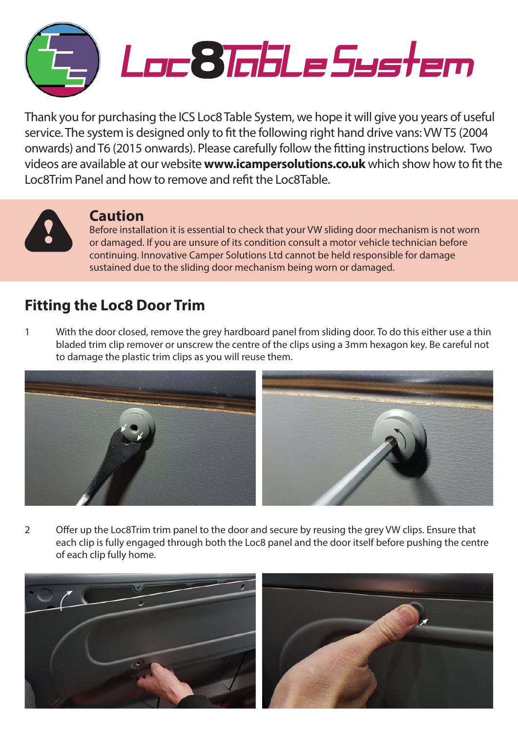# Loc8TabLe System

Thank you for purchasing the ICS Loc8 Table System, we hope it will give you years of useful service. The system is designed only to fit the following right hand drive vans: VW T5 (2004 onwards) and T6 (2015 onwards). Please carefully follow the fitting instructions below. Two videos are available at our website **www.icampersolutions.co.uk** which show how to fit the Loc8Trim Panel and how to remove and refit the Loc8Table.

### Caution

Before installation it is essential to check that your VW sliding door mechanism is not worn or damaged. If you are unsure of its condition consult a motor vehicle technician before continuing. Innovative Camper Solutions Ltd cannot be held responsible for damage sustained due to the sliding door mechanism being worn or damaged.

## Fitting the Loc8 Door Trim

1. With the door closed, remove the grey hardboard panel from sliding door. To do this either use a thin bladed trim clip remover or unscrew the centre of the clips using a 3mm hexagon key. Be careful not to damage the plastic trim clips as you will reuse them.

2. Offer up the Loc8Trim trim panel to the door and secure by reusing the grey VW clips. Ensure that each clip is fully engaged through both the Loc8 panel and the door itself before pushing the centre of each clip fully home.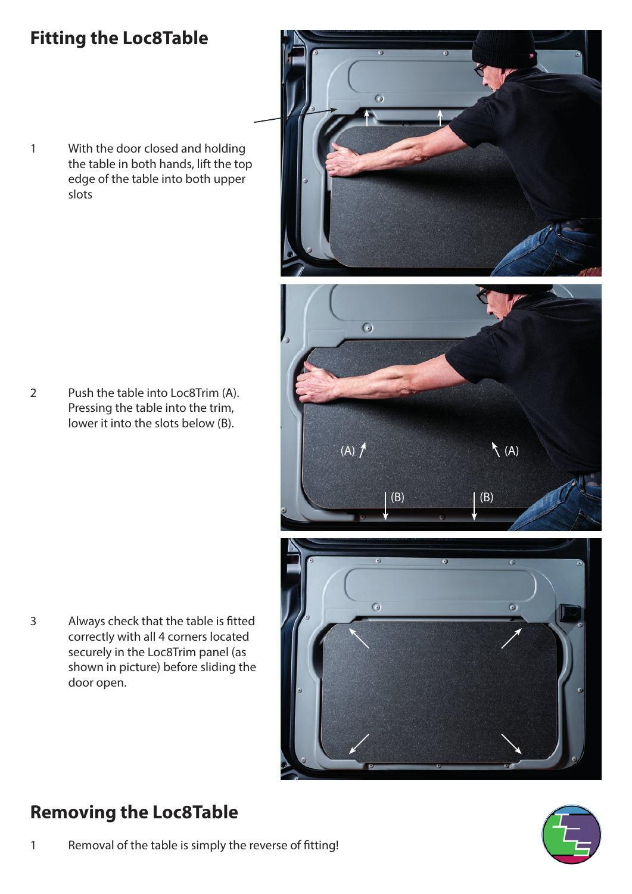## Fitting the Loc8Table

1. With the door closed and holding the table in both hands, lift the top edge of the table into both upper slots

2. Push the table into Loc8Trim (A). Pressing the table into the trim, lower it into the slots below (B).

3. Always check that the table is fitted correctly with all 4 corners located securely in the Loc8Trim panel (as shown in picture) before sliding the door open.

## Removing the Loc8Table

1. Removal of the table is simply the reverse of fitting!